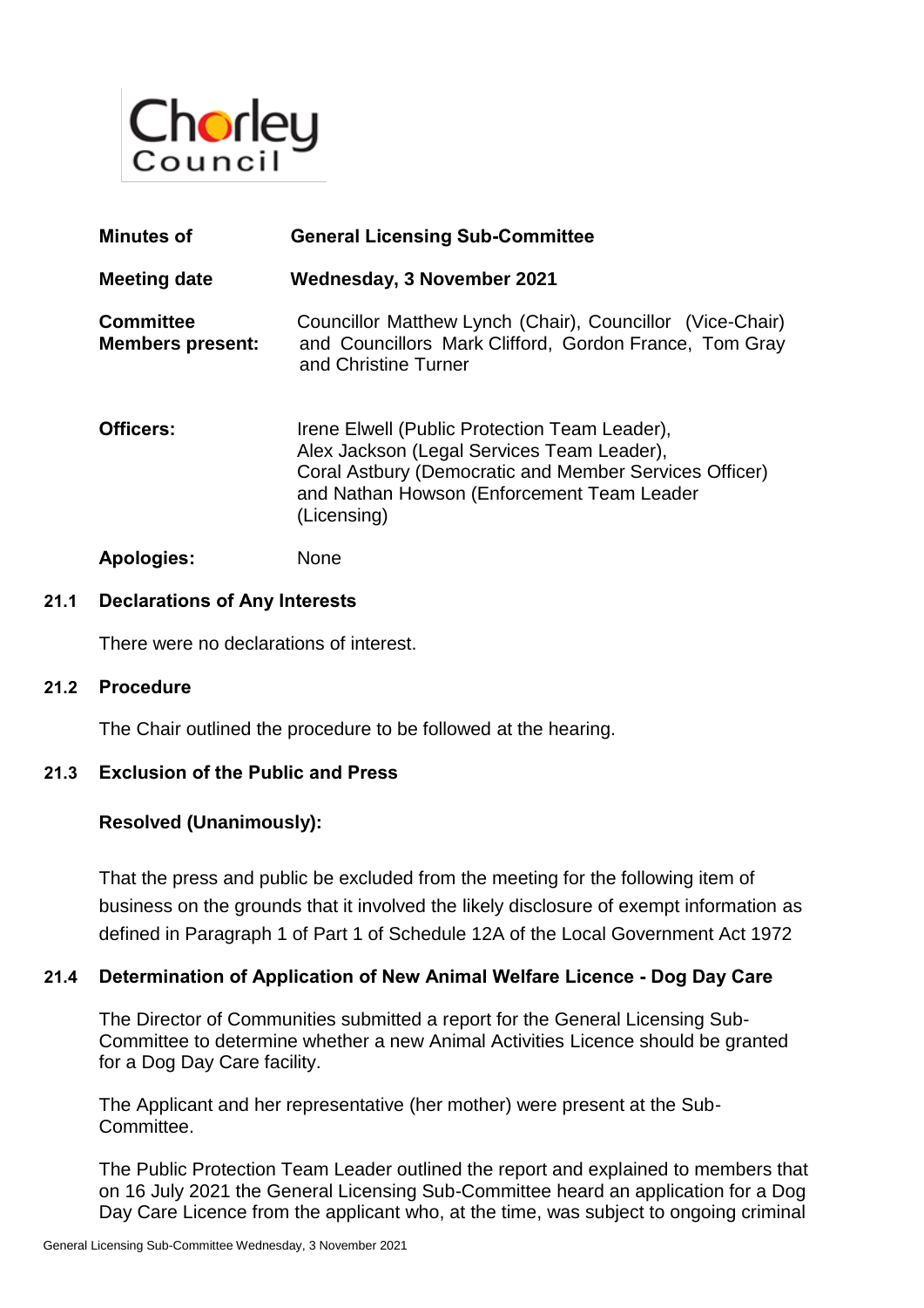Chorley Council

| | |
|---|---|
| **Minutes of** | **General Licensing Sub-Committee** |
| **Meeting date** | **Wednesday, 3 November 2021** |
| **Committee Members present:** | Councillor Matthew Lynch (Chair), Councillor (Vice-Chair) and Councillors Mark Clifford, Gordon France, Tom Gray and Christine Turner |
| **Officers:** | Irene Elwell (Public Protection Team Leader), Alex Jackson (Legal Services Team Leader), Coral Astbury (Democratic and Member Services Officer) and Nathan Howson (Enforcement Team Leader (Licensing) |
| **Apologies:** | None |

## 21.1 Declarations of Any Interests

There were no declarations of interest.

## 21.2 Procedure

The Chair outlined the procedure to be followed at the hearing.

## 21.3 Exclusion of the Public and Press

**Resolved (Unanimously):**

That the press and public be excluded from the meeting for the following item of business on the grounds that it involved the likely disclosure of exempt information as defined in Paragraph 1 of Part 1 of Schedule 12A of the Local Government Act 1972

## 21.4 Determination of Application of New Animal Welfare Licence - Dog Day Care

The Director of Communities submitted a report for the General Licensing Sub-Committee to determine whether a new Animal Activities Licence should be granted for a Dog Day Care facility.

The Applicant and her representative (her mother) were present at the Sub-Committee.

The Public Protection Team Leader outlined the report and explained to members that on 16 July 2021 the General Licensing Sub-Committee heard an application for a Dog Day Care Licence from the applicant who, at the time, was subject to ongoing criminal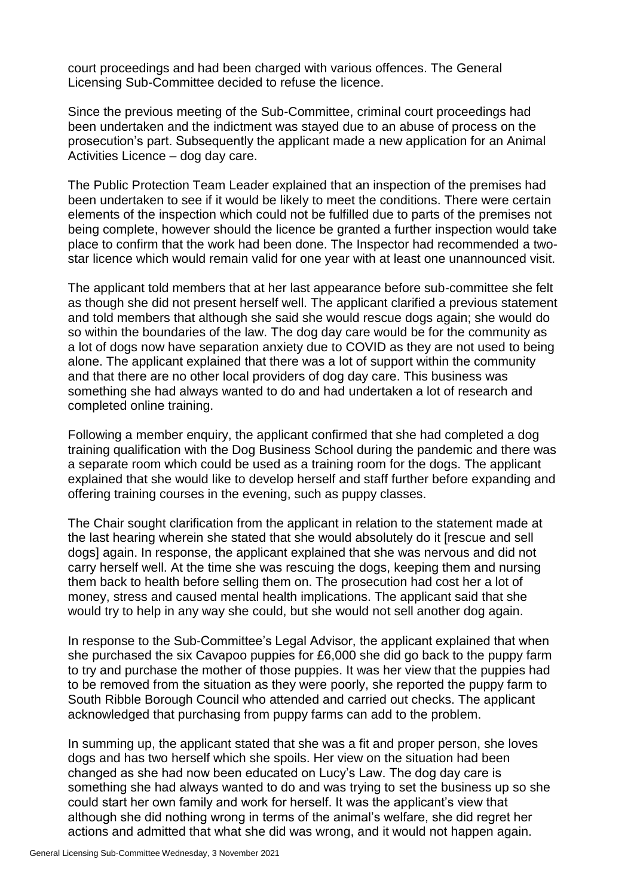court proceedings and had been charged with various offences. The General Licensing Sub-Committee decided to refuse the licence.

Since the previous meeting of the Sub-Committee, criminal court proceedings had been undertaken and the indictment was stayed due to an abuse of process on the prosecution's part. Subsequently the applicant made a new application for an Animal Activities Licence – dog day care.

The Public Protection Team Leader explained that an inspection of the premises had been undertaken to see if it would be likely to meet the conditions. There were certain elements of the inspection which could not be fulfilled due to parts of the premises not being complete, however should the licence be granted a further inspection would take place to confirm that the work had been done. The Inspector had recommended a two-star licence which would remain valid for one year with at least one unannounced visit.

The applicant told members that at her last appearance before sub-committee she felt as though she did not present herself well. The applicant clarified a previous statement and told members that although she said she would rescue dogs again; she would do so within the boundaries of the law. The dog day care would be for the community as a lot of dogs now have separation anxiety due to COVID as they are not used to being alone. The applicant explained that there was a lot of support within the community and that there are no other local providers of dog day care. This business was something she had always wanted to do and had undertaken a lot of research and completed online training.

Following a member enquiry, the applicant confirmed that she had completed a dog training qualification with the Dog Business School during the pandemic and there was a separate room which could be used as a training room for the dogs. The applicant explained that she would like to develop herself and staff further before expanding and offering training courses in the evening, such as puppy classes.

The Chair sought clarification from the applicant in relation to the statement made at the last hearing wherein she stated that she would absolutely do it [rescue and sell dogs] again. In response, the applicant explained that she was nervous and did not carry herself well. At the time she was rescuing the dogs, keeping them and nursing them back to health before selling them on. The prosecution had cost her a lot of money, stress and caused mental health implications. The applicant said that she would try to help in any way she could, but she would not sell another dog again.

In response to the Sub-Committee's Legal Advisor, the applicant explained that when she purchased the six Cavapoo puppies for £6,000 she did go back to the puppy farm to try and purchase the mother of those puppies. It was her view that the puppies had to be removed from the situation as they were poorly, she reported the puppy farm to South Ribble Borough Council who attended and carried out checks. The applicant acknowledged that purchasing from puppy farms can add to the problem.

In summing up, the applicant stated that she was a fit and proper person, she loves dogs and has two herself which she spoils. Her view on the situation had been changed as she had now been educated on Lucy's Law. The dog day care is something she had always wanted to do and was trying to set the business up so she could start her own family and work for herself. It was the applicant's view that although she did nothing wrong in terms of the animal's welfare, she did regret her actions and admitted that what she did was wrong, and it would not happen again.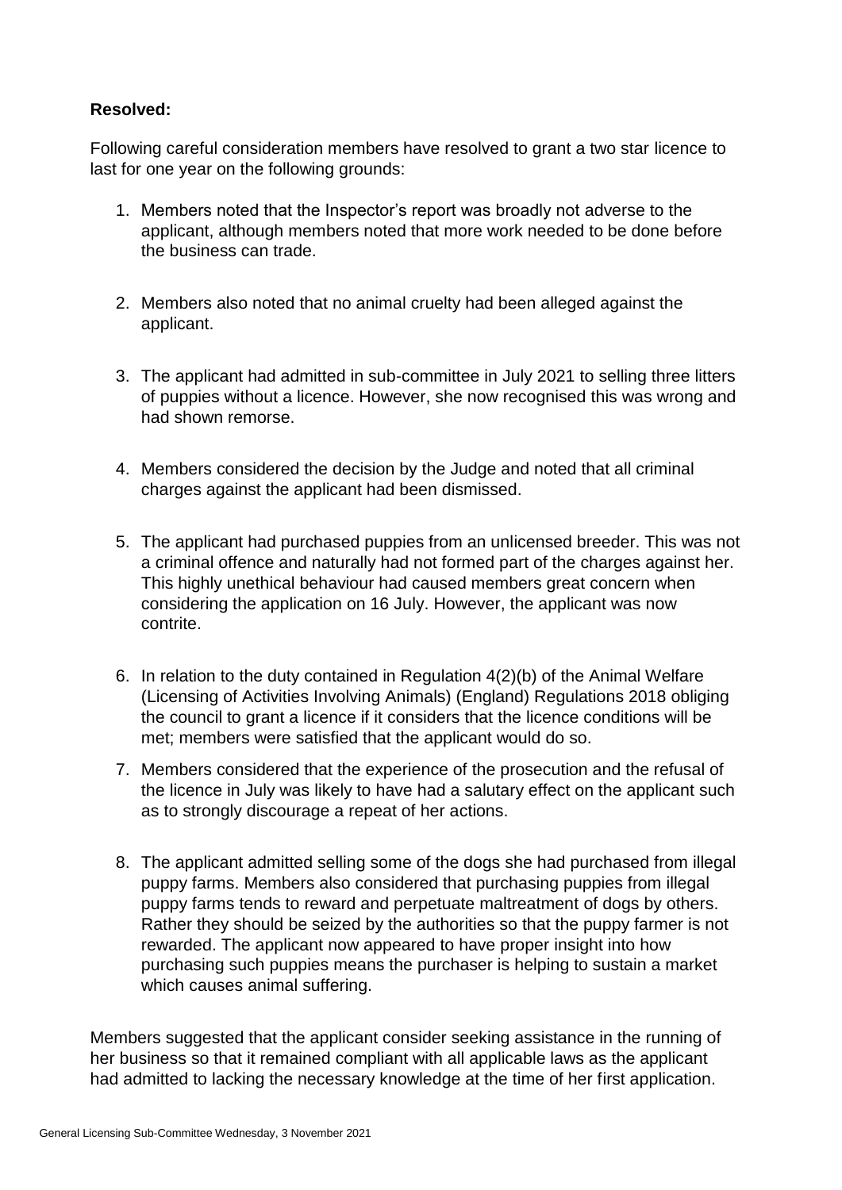**Resolved:**

Following careful consideration members have resolved to grant a two star licence to last for one year on the following grounds:

1. Members noted that the Inspector's report was broadly not adverse to the applicant, although members noted that more work needed to be done before the business can trade.

2. Members also noted that no animal cruelty had been alleged against the applicant.

3. The applicant had admitted in sub-committee in July 2021 to selling three litters of puppies without a licence. However, she now recognised this was wrong and had shown remorse.

4. Members considered the decision by the Judge and noted that all criminal charges against the applicant had been dismissed.

5. The applicant had purchased puppies from an unlicensed breeder. This was not a criminal offence and naturally had not formed part of the charges against her. This highly unethical behaviour had caused members great concern when considering the application on 16 July. However, the applicant was now contrite.

6. In relation to the duty contained in Regulation 4(2)(b) of the Animal Welfare (Licensing of Activities Involving Animals) (England) Regulations 2018 obliging the council to grant a licence if it considers that the licence conditions will be met; members were satisfied that the applicant would do so.

7. Members considered that the experience of the prosecution and the refusal of the licence in July was likely to have had a salutary effect on the applicant such as to strongly discourage a repeat of her actions.

8. The applicant admitted selling some of the dogs she had purchased from illegal puppy farms. Members also considered that purchasing puppies from illegal puppy farms tends to reward and perpetuate maltreatment of dogs by others. Rather they should be seized by the authorities so that the puppy farmer is not rewarded. The applicant now appeared to have proper insight into how purchasing such puppies means the purchaser is helping to sustain a market which causes animal suffering.

Members suggested that the applicant consider seeking assistance in the running of her business so that it remained compliant with all applicable laws as the applicant had admitted to lacking the necessary knowledge at the time of her first application.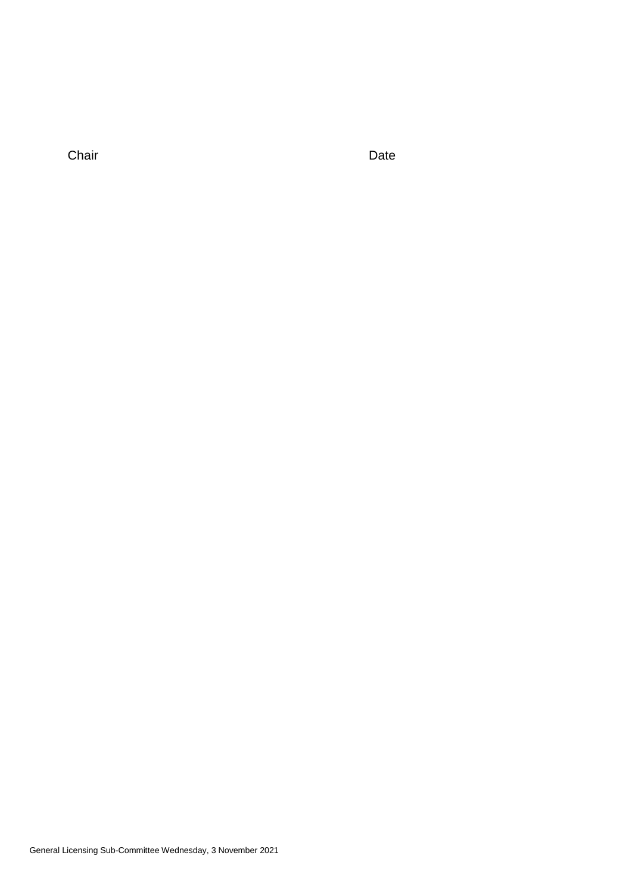Chair Date